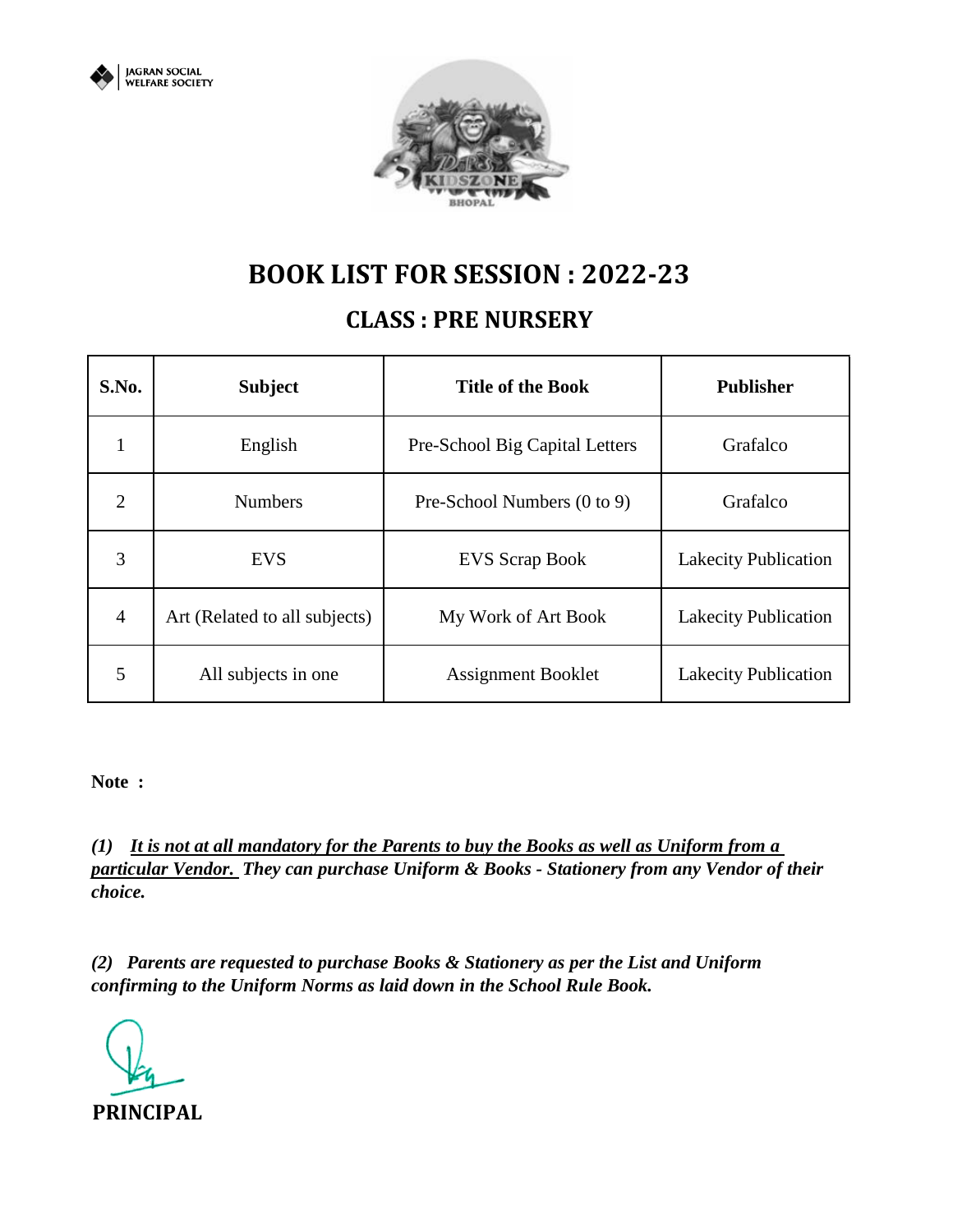JAGRAN SOCIAL WELFARE SOCIETY

DPS KIDSZONE BHOPAL

# BOOK LIST FOR SESSION : 2022-23

## CLASS : PRE NURSERY

| S.No. | Subject | Title of the Book | Publisher |
|---|---|---|---|
| 1 | English | Pre-School Big Capital Letters | Grafalco |
| 2 | Numbers | Pre-School Numbers (0 to 9) | Grafalco |
| 3 | EVS | EVS Scrap Book | Lakecity Publication |
| 4 | Art (Related to all subjects) | My Work of Art Book | Lakecity Publication |
| 5 | All subjects in one | Assignment Booklet | Lakecity Publication |

**Note :**

***(1) It is not at all mandatory for the Parents to buy the Books as well as Uniform from a particular Vendor. They can purchase Uniform & Books - Stationery from any Vendor of their choice.***

***(2) Parents are requested to purchase Books & Stationery as per the List and Uniform confirming to the Uniform Norms as laid down in the School Rule Book.***

**PRINCIPAL**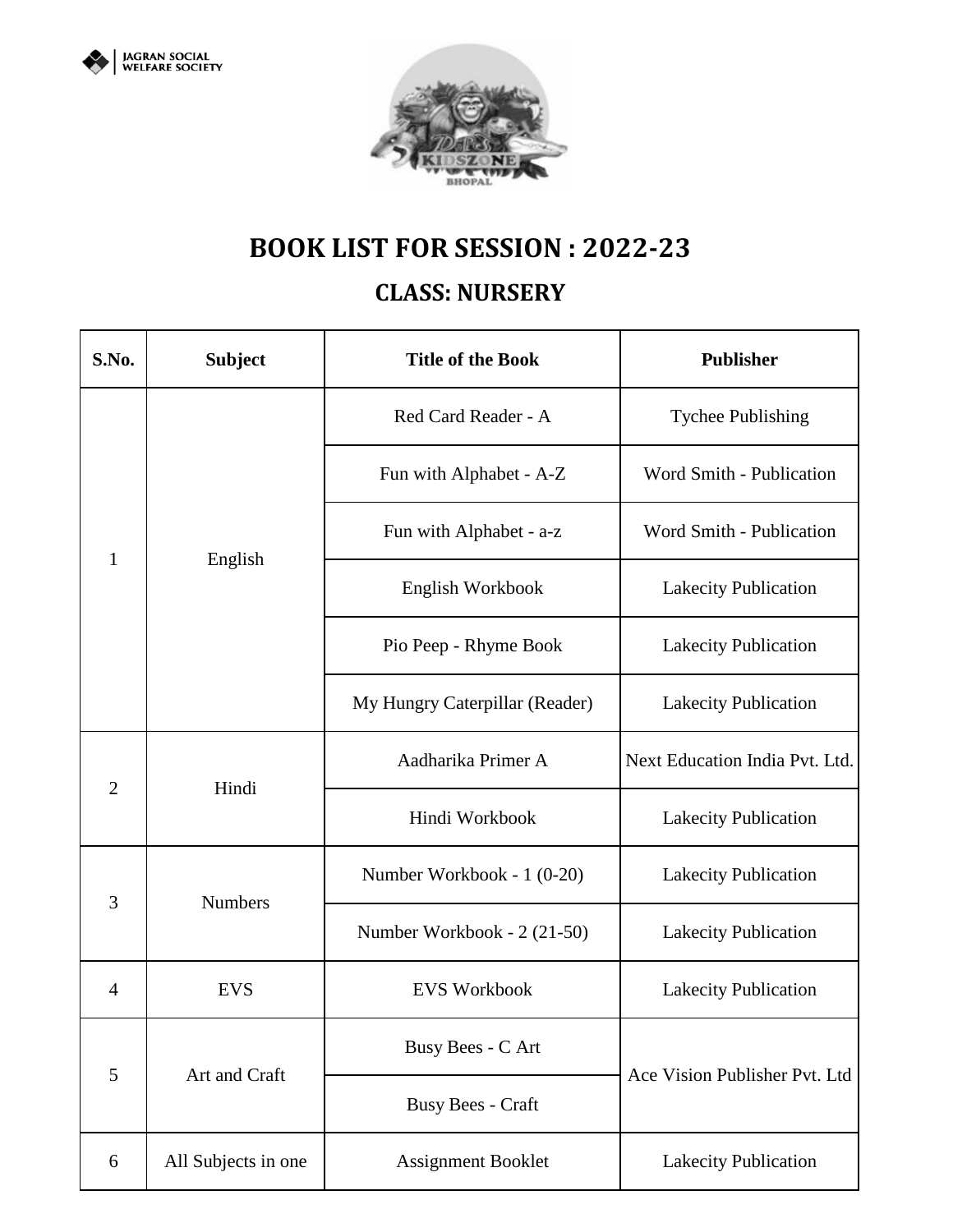# BOOK LIST FOR SESSION : 2022-23

## CLASS: NURSERY

| S.No. | Subject | Title of the Book | Publisher |
|---|---|---|---|
| 1 | English | Red Card Reader - A | Tychee Publishing |
| | | Fun with Alphabet - A-Z | Word Smith - Publication |
| | | Fun with Alphabet - a-z | Word Smith - Publication |
| | | English Workbook | Lakecity Publication |
| | | Pio Peep - Rhyme Book | Lakecity Publication |
| | | My Hungry Caterpillar (Reader) | Lakecity Publication |
| 2 | Hindi | Aadharika Primer A | Next Education India Pvt. Ltd. |
| | | Hindi Workbook | Lakecity Publication |
| 3 | Numbers | Number Workbook - 1 (0-20) | Lakecity Publication |
| | | Number Workbook - 2 (21-50) | Lakecity Publication |
| 4 | EVS | EVS Workbook | Lakecity Publication |
| 5 | Art and Craft | Busy Bees - C Art | Ace Vision Publisher Pvt. Ltd |
| | | Busy Bees - Craft | |
| 6 | All Subjects in one | Assignment Booklet | Lakecity Publication |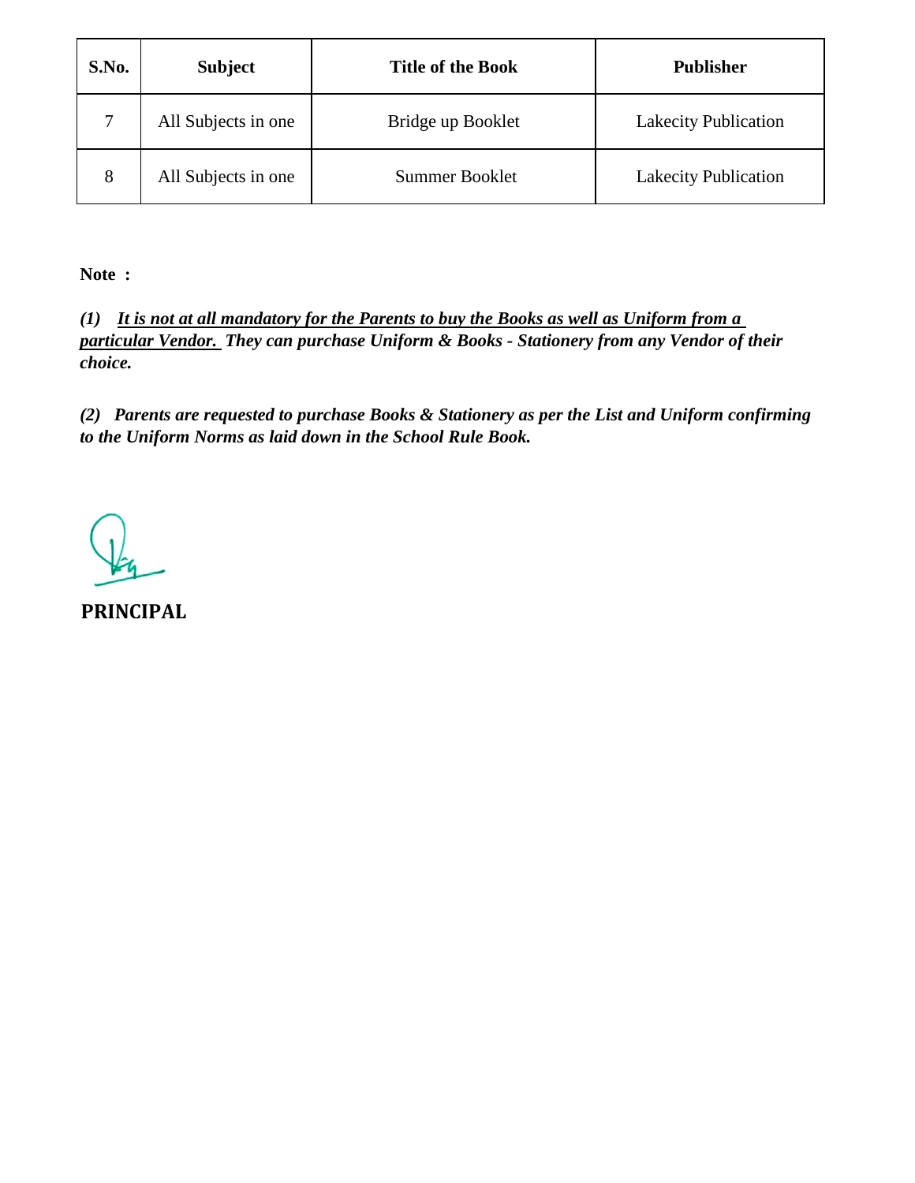| S.No. | Subject | Title of the Book | Publisher |
|---|---|---|---|
| 7 | All Subjects in one | Bridge up Booklet | Lakecity Publication |
| 8 | All Subjects in one | Summer Booklet | Lakecity Publication |

**Note :**

***(1) It is not at all mandatory for the Parents to buy the Books as well as Uniform from a particular Vendor. They can purchase Uniform & Books - Stationery from any Vendor of their choice.***

***(2) Parents are requested to purchase Books & Stationery as per the List and Uniform confirming to the Uniform Norms as laid down in the School Rule Book.***

**PRINCIPAL**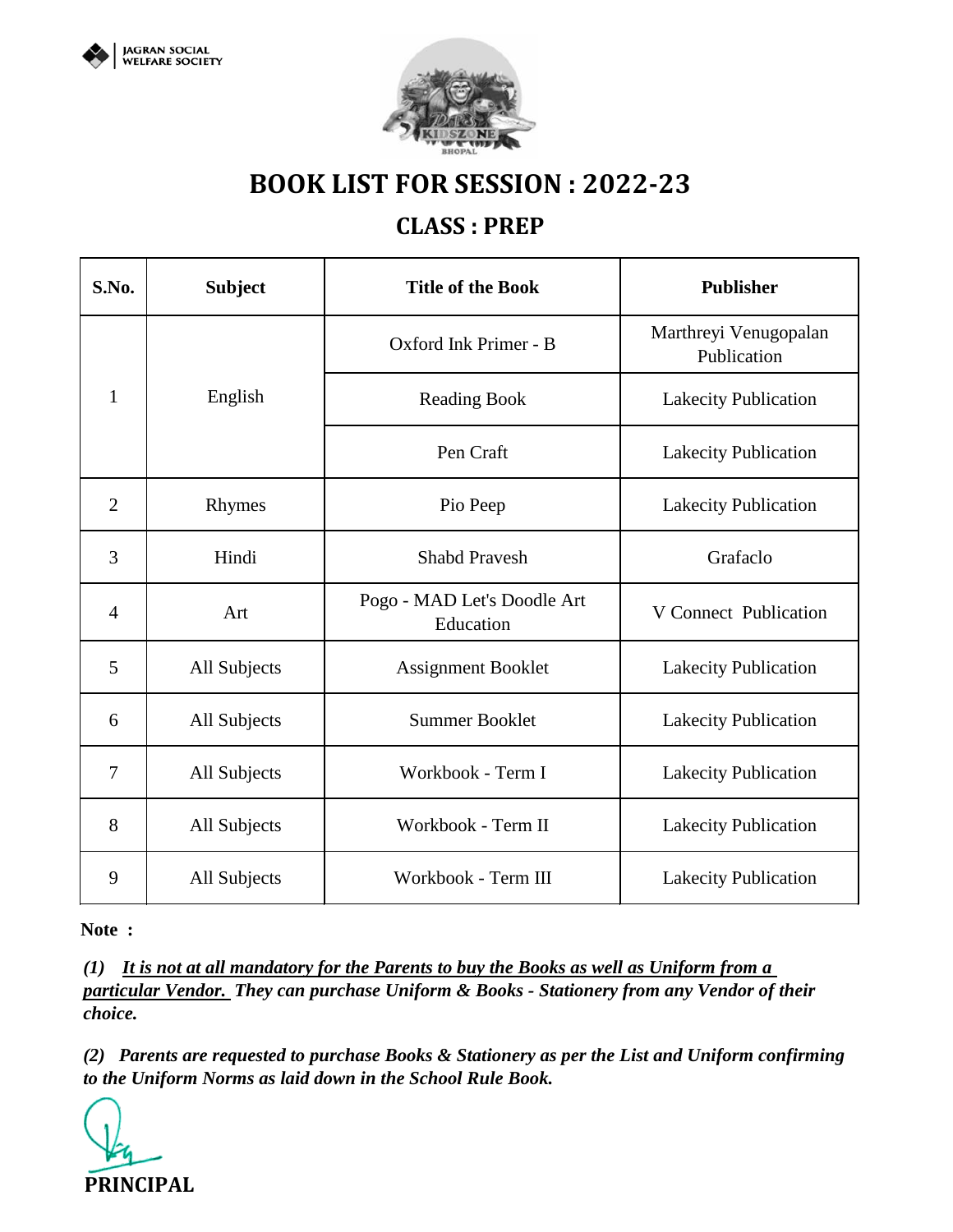JAGRAN SOCIAL WELFARE SOCIETY

# BOOK LIST FOR SESSION : 2022-23

## CLASS : PREP

| S.No. | Subject | Title of the Book | Publisher |
| --- | --- | --- | --- |
| 1 | English | Oxford Ink Primer - B | Marthreyi Venugopalan Publication |
| | | Reading Book | Lakecity Publication |
| | | Pen Craft | Lakecity Publication |
| 2 | Rhymes | Pio Peep | Lakecity Publication |
| 3 | Hindi | Shabd Pravesh | Grafaclo |
| 4 | Art | Pogo - MAD Let's Doodle Art Education | V Connect Publication |
| 5 | All Subjects | Assignment Booklet | Lakecity Publication |
| 6 | All Subjects | Summer Booklet | Lakecity Publication |
| 7 | All Subjects | Workbook - Term I | Lakecity Publication |
| 8 | All Subjects | Workbook - Term II | Lakecity Publication |
| 9 | All Subjects | Workbook - Term III | Lakecity Publication |

**Note :**

***(1) It is not at all mandatory for the Parents to buy the Books as well as Uniform from a particular Vendor. They can purchase Uniform & Books - Stationery from any Vendor of their choice.***

***(2) Parents are requested to purchase Books & Stationery as per the List and Uniform confirming to the Uniform Norms as laid down in the School Rule Book.***

**PRINCIPAL**